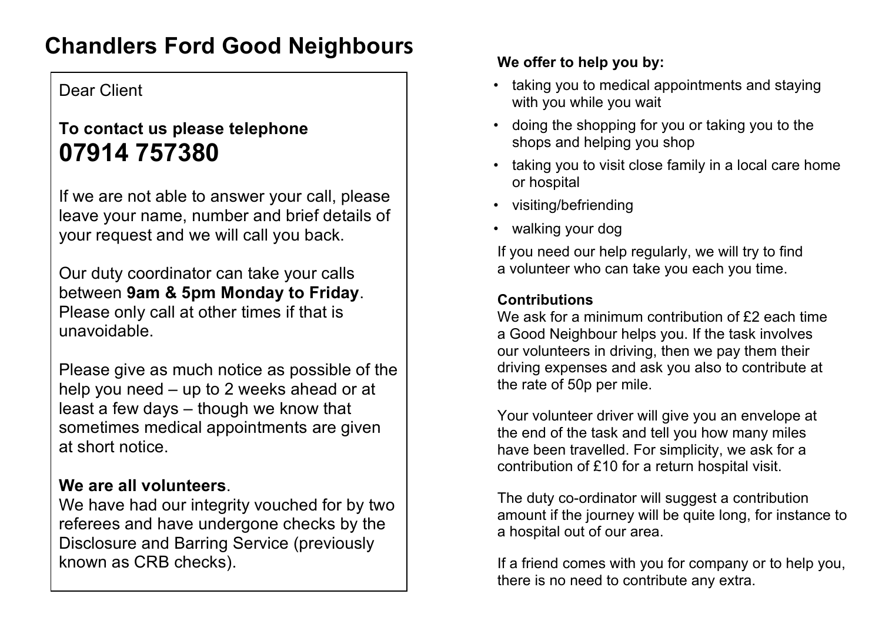# Chandlers Ford Good Neighbours

Dear Client

**To contact us please telephone**
**07914 757380**

If we are not able to answer your call, please leave your name, number and brief details of your request and we will call you back.

Our duty coordinator can take your calls between **9am & 5pm Monday to Friday**. Please only call at other times if that is unavoidable.

Please give as much notice as possible of the help you need – up to 2 weeks ahead or at least a few days – though we know that sometimes medical appointments are given at short notice.

**We are all volunteers**.
We have had our integrity vouched for by two referees and have undergone checks by the Disclosure and Barring Service (previously known as CRB checks).

**We offer to help you by:**

- taking you to medical appointments and staying with you while you wait
- doing the shopping for you or taking you to the shops and helping you shop
- taking you to visit close family in a local care home or hospital
- visiting/befriending
- walking your dog

If you need our help regularly, we will try to find a volunteer who can take you each you time.

**Contributions**
We ask for a minimum contribution of £2 each time a Good Neighbour helps you. If the task involves our volunteers in driving, then we pay them their driving expenses and ask you also to contribute at the rate of 50p per mile.

Your volunteer driver will give you an envelope at the end of the task and tell you how many miles have been travelled. For simplicity, we ask for a contribution of £10 for a return hospital visit.

The duty co-ordinator will suggest a contribution amount if the journey will be quite long, for instance to a hospital out of our area.

If a friend comes with you for company or to help you, there is no need to contribute any extra.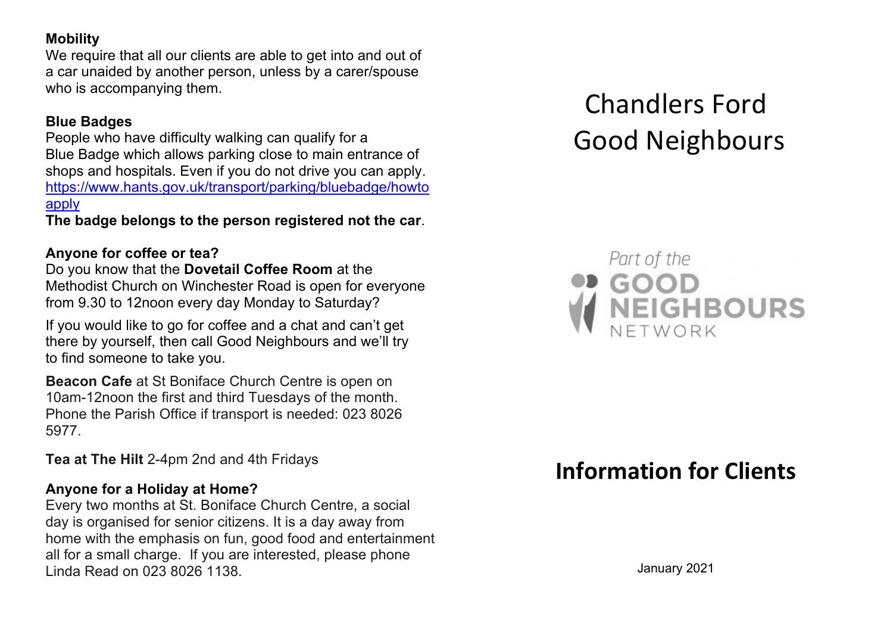**Mobility**

We require that all our clients are able to get into and out of a car unaided by another person, unless by a carer/spouse who is accompanying them.

**Blue Badges**

People who have difficulty walking can qualify for a Blue Badge which allows parking close to main entrance of shops and hospitals. Even if you do not drive you can apply. [https://www.hants.gov.uk/transport/parking/bluebadge/howtoapply](https://www.hants.gov.uk/transport/parking/bluebadge/howtoapply)

**The badge belongs to the person registered not the car**.

**Anyone for coffee or tea?**

Do you know that the **Dovetail Coffee Room** at the Methodist Church on Winchester Road is open for everyone from 9.30 to 12noon every day Monday to Saturday?

If you would like to go for coffee and a chat and can't get there by yourself, then call Good Neighbours and we'll try to find someone to take you.

**Beacon Cafe** at St Boniface Church Centre is open on 10am-12noon the first and third Tuesdays of the month. Phone the Parish Office if transport is needed: 023 8026 5977.

**Tea at The Hilt** 2-4pm 2nd and 4th Fridays

**Anyone for a Holiday at Home?**

Every two months at St. Boniface Church Centre, a social day is organised for senior citizens. It is a day away from home with the emphasis on fun, good food and entertainment all for a small charge. If you are interested, please phone Linda Read on 023 8026 1138.

# Chandlers Ford Good Neighbours

Part of the GOOD NEIGHBOURS NETWORK

## Information for Clients

January 2021